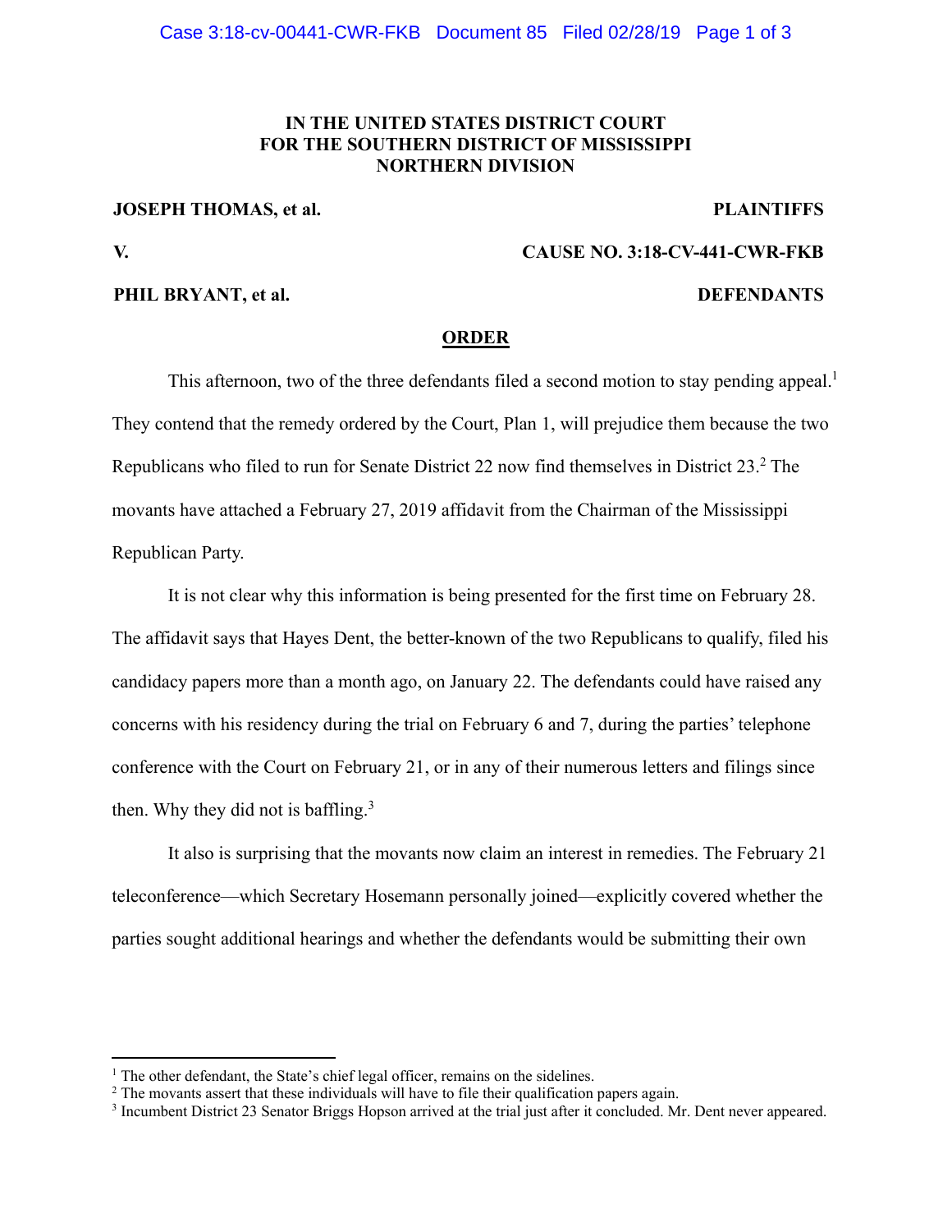**IN THE UNITED STATES DISTRICT COURT**
**FOR THE SOUTHERN DISTRICT OF MISSISSIPPI**
**NORTHERN DIVISION**

**JOSEPH THOMAS, et al.** **PLAINTIFFS**

**V.** **CAUSE NO. 3:18-CV-441-CWR-FKB**

**PHIL BRYANT, et al.** **DEFENDANTS**

**ORDER**

This afternoon, two of the three defendants filed a second motion to stay pending appeal.[1] They contend that the remedy ordered by the Court, Plan 1, will prejudice them because the two Republicans who filed to run for Senate District 22 now find themselves in District 23.[2] The movants have attached a February 27, 2019 affidavit from the Chairman of the Mississippi Republican Party.

It is not clear why this information is being presented for the first time on February 28. The affidavit says that Hayes Dent, the better-known of the two Republicans to qualify, filed his candidacy papers more than a month ago, on January 22. The defendants could have raised any concerns with his residency during the trial on February 6 and 7, during the parties' telephone conference with the Court on February 21, or in any of their numerous letters and filings since then. Why they did not is baffling.[3]

It also is surprising that the movants now claim an interest in remedies. The February 21 teleconference—which Secretary Hosemann personally joined—explicitly covered whether the parties sought additional hearings and whether the defendants would be submitting their own

---

[1] The other defendant, the State's chief legal officer, remains on the sidelines.

[2] The movants assert that these individuals will have to file their qualification papers again.

[3] Incumbent District 23 Senator Briggs Hopson arrived at the trial just after it concluded. Mr. Dent never appeared.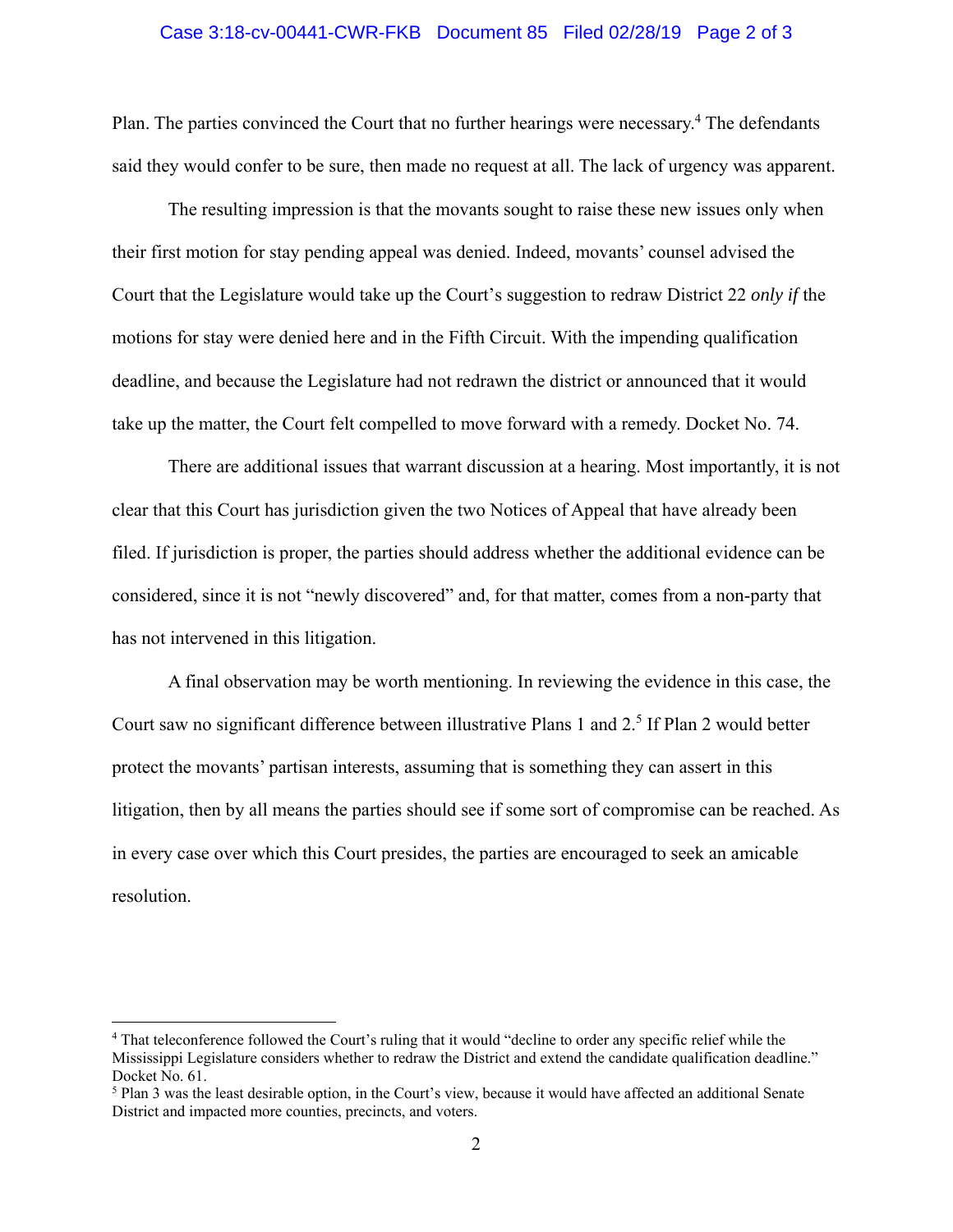Plan. The parties convinced the Court that no further hearings were necessary.[4] The defendants said they would confer to be sure, then made no request at all. The lack of urgency was apparent.

The resulting impression is that the movants sought to raise these new issues only when their first motion for stay pending appeal was denied. Indeed, movants' counsel advised the Court that the Legislature would take up the Court's suggestion to redraw District 22 *only if* the motions for stay were denied here and in the Fifth Circuit. With the impending qualification deadline, and because the Legislature had not redrawn the district or announced that it would take up the matter, the Court felt compelled to move forward with a remedy. Docket No. 74.

There are additional issues that warrant discussion at a hearing. Most importantly, it is not clear that this Court has jurisdiction given the two Notices of Appeal that have already been filed. If jurisdiction is proper, the parties should address whether the additional evidence can be considered, since it is not "newly discovered" and, for that matter, comes from a non-party that has not intervened in this litigation.

A final observation may be worth mentioning. In reviewing the evidence in this case, the Court saw no significant difference between illustrative Plans 1 and 2.[5] If Plan 2 would better protect the movants' partisan interests, assuming that is something they can assert in this litigation, then by all means the parties should see if some sort of compromise can be reached. As in every case over which this Court presides, the parties are encouraged to seek an amicable resolution.

---

[4] That teleconference followed the Court's ruling that it would "decline to order any specific relief while the Mississippi Legislature considers whether to redraw the District and extend the candidate qualification deadline." Docket No. 61.

[5] Plan 3 was the least desirable option, in the Court's view, because it would have affected an additional Senate District and impacted more counties, precincts, and voters.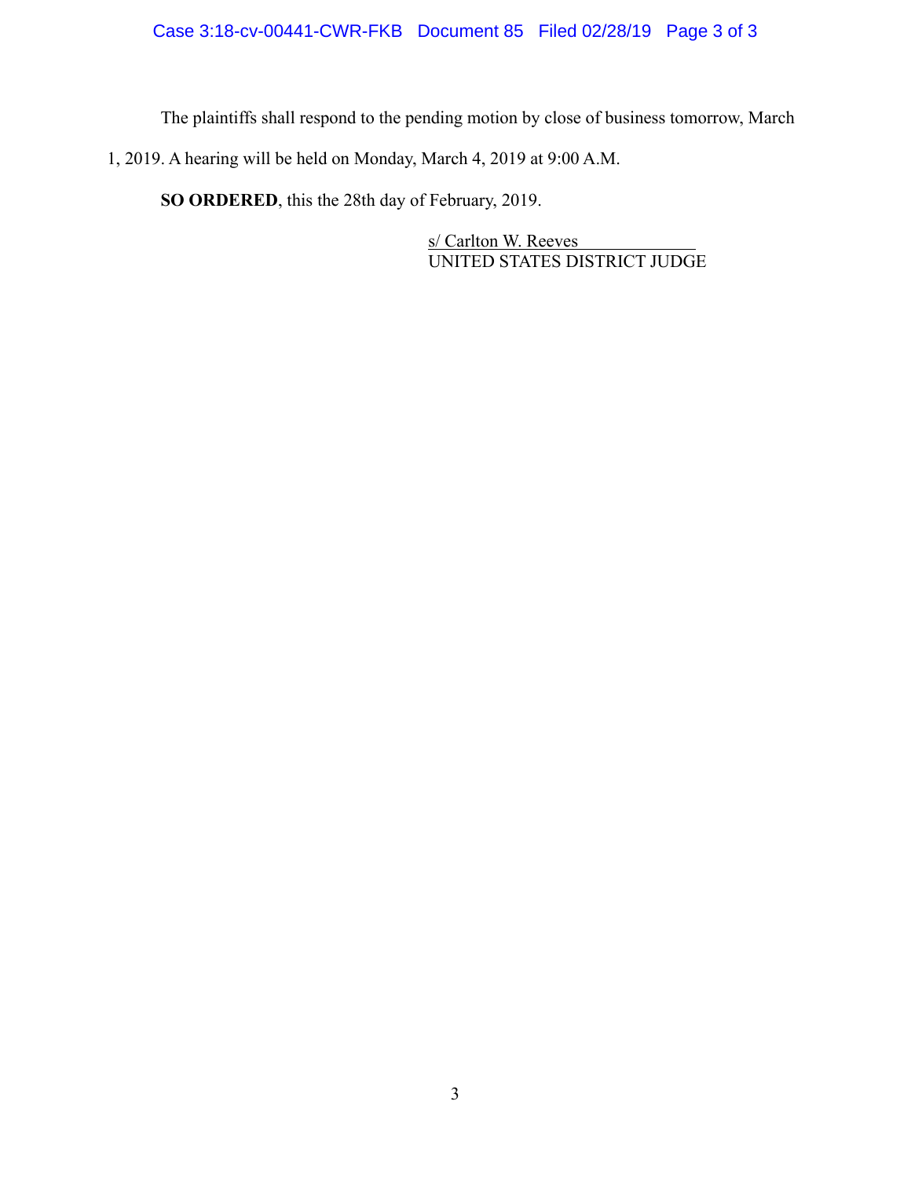The plaintiffs shall respond to the pending motion by close of business tomorrow, March 1, 2019. A hearing will be held on Monday, March 4, 2019 at 9:00 A.M.

**SO ORDERED**, this the 28th day of February, 2019.

s/ Carlton W. Reeves
UNITED STATES DISTRICT JUDGE